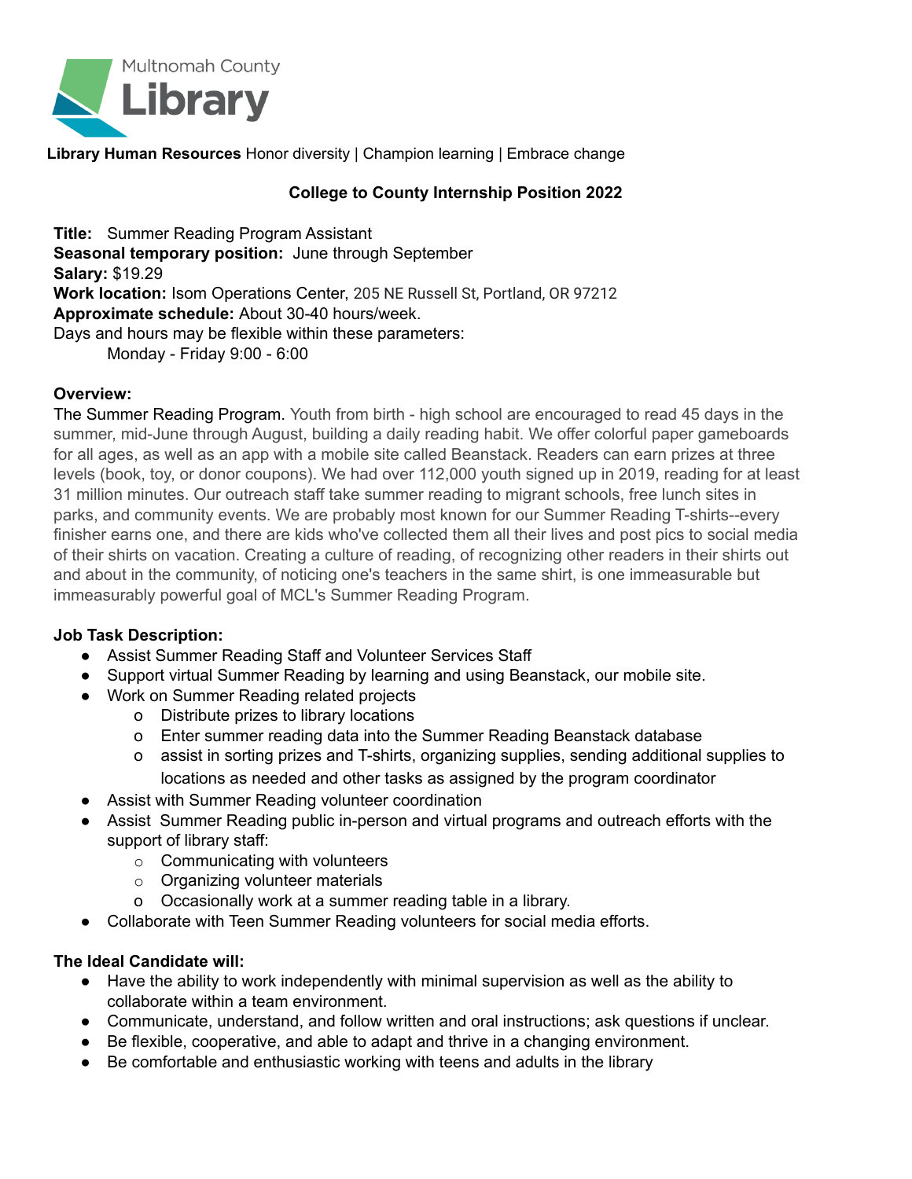Multnomah County **Library**

**Library Human Resources** Honor diversity | Champion learning | Embrace change

## College to County Internship Position 2022

**Title:** Summer Reading Program Assistant
**Seasonal temporary position:** June through September
**Salary:** $19.29
**Work location:** Isom Operations Center, 205 NE Russell St, Portland, OR 97212
**Approximate schedule:** About 30-40 hours/week.
Days and hours may be flexible within these parameters:
Monday - Friday 9:00 - 6:00

**Overview:**
The Summer Reading Program. Youth from birth - high school are encouraged to read 45 days in the summer, mid-June through August, building a daily reading habit. We offer colorful paper gameboards for all ages, as well as an app with a mobile site called Beanstack. Readers can earn prizes at three levels (book, toy, or donor coupons). We had over 112,000 youth signed up in 2019, reading for at least 31 million minutes. Our outreach staff take summer reading to migrant schools, free lunch sites in parks, and community events. We are probably most known for our Summer Reading T-shirts--every finisher earns one, and there are kids who've collected them all their lives and post pics to social media of their shirts on vacation. Creating a culture of reading, of recognizing other readers in their shirts out and about in the community, of noticing one's teachers in the same shirt, is one immeasurable but immeasurably powerful goal of MCL's Summer Reading Program.

**Job Task Description:**

- Assist Summer Reading Staff and Volunteer Services Staff
- Support virtual Summer Reading by learning and using Beanstack, our mobile site.
- Work on Summer Reading related projects
  - Distribute prizes to library locations
  - Enter summer reading data into the Summer Reading Beanstack database
  - assist in sorting prizes and T-shirts, organizing supplies, sending additional supplies to locations as needed and other tasks as assigned by the program coordinator
- Assist with Summer Reading volunteer coordination
- Assist Summer Reading public in-person and virtual programs and outreach efforts with the support of library staff:
  - Communicating with volunteers
  - Organizing volunteer materials
  - Occasionally work at a summer reading table in a library.
- Collaborate with Teen Summer Reading volunteers for social media efforts.

**The Ideal Candidate will:**

- Have the ability to work independently with minimal supervision as well as the ability to collaborate within a team environment.
- Communicate, understand, and follow written and oral instructions; ask questions if unclear.
- Be flexible, cooperative, and able to adapt and thrive in a changing environment.
- Be comfortable and enthusiastic working with teens and adults in the library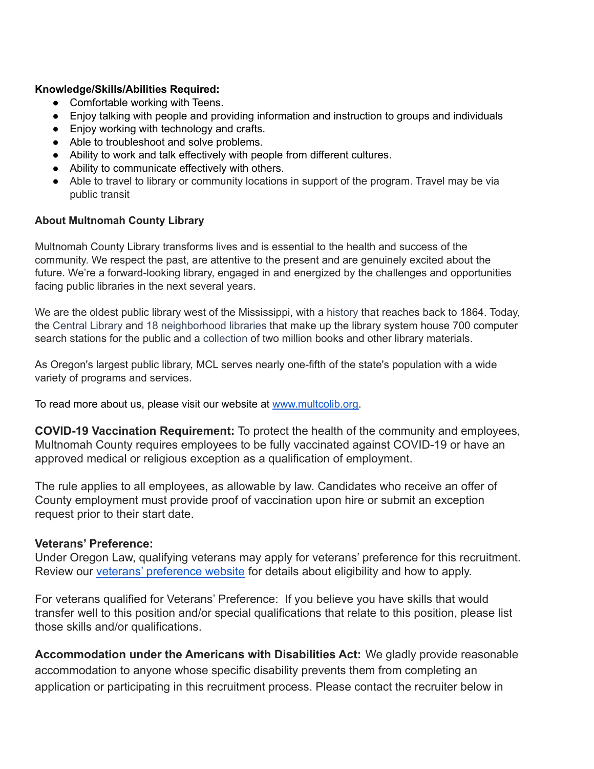**Knowledge/Skills/Abilities Required:**

- Comfortable working with Teens.
- Enjoy talking with people and providing information and instruction to groups and individuals
- Enjoy working with technology and crafts.
- Able to troubleshoot and solve problems.
- Ability to work and talk effectively with people from different cultures.
- Ability to communicate effectively with others.
- Able to travel to library or community locations in support of the program. Travel may be via public transit

**About Multnomah County Library**

Multnomah County Library transforms lives and is essential to the health and success of the community. We respect the past, are attentive to the present and are genuinely excited about the future. We're a forward-looking library, engaged in and energized by the challenges and opportunities facing public libraries in the next several years.

We are the oldest public library west of the Mississippi, with a history that reaches back to 1864. Today, the Central Library and 18 neighborhood libraries that make up the library system house 700 computer search stations for the public and a collection of two million books and other library materials.

As Oregon's largest public library, MCL serves nearly one-fifth of the state's population with a wide variety of programs and services.

To read more about us, please visit our website at [www.multcolib.org](http://www.multcolib.org).

**COVID-19 Vaccination Requirement:** To protect the health of the community and employees, Multnomah County requires employees to be fully vaccinated against COVID-19 or have an approved medical or religious exception as a qualification of employment.

The rule applies to all employees, as allowable by law. Candidates who receive an offer of County employment must provide proof of vaccination upon hire or submit an exception request prior to their start date.

**Veterans' Preference:**
Under Oregon Law, qualifying veterans may apply for veterans' preference for this recruitment. Review our veterans' preference website for details about eligibility and how to apply.

For veterans qualified for Veterans' Preference: If you believe you have skills that would transfer well to this position and/or special qualifications that relate to this position, please list those skills and/or qualifications.

**Accommodation under the Americans with Disabilities Act:** We gladly provide reasonable accommodation to anyone whose specific disability prevents them from completing an application or participating in this recruitment process. Please contact the recruiter below in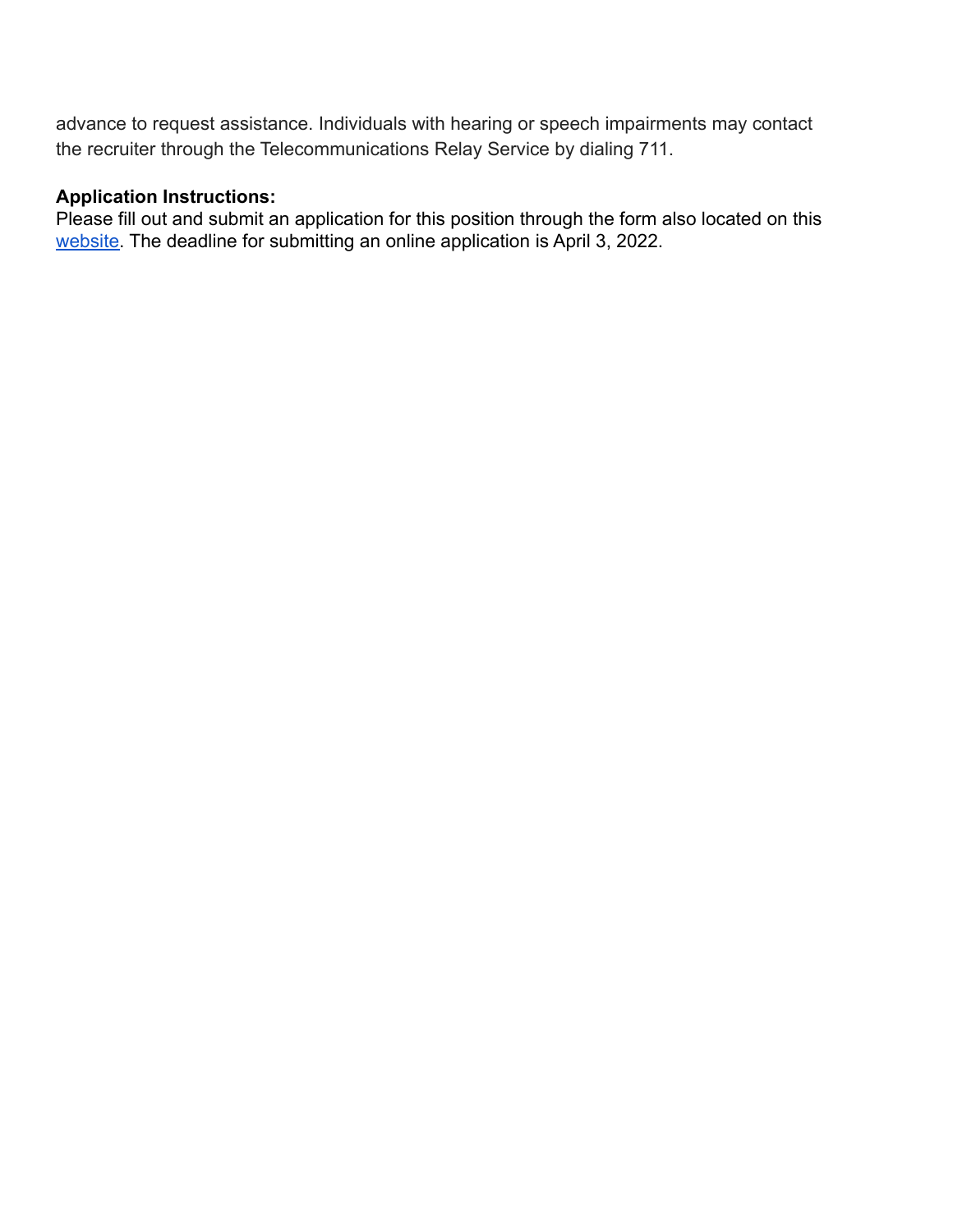advance to request assistance. Individuals with hearing or speech impairments may contact the recruiter through the Telecommunications Relay Service by dialing 711.

**Application Instructions:**
Please fill out and submit an application for this position through the form also located on this website. The deadline for submitting an online application is April 3, 2022.